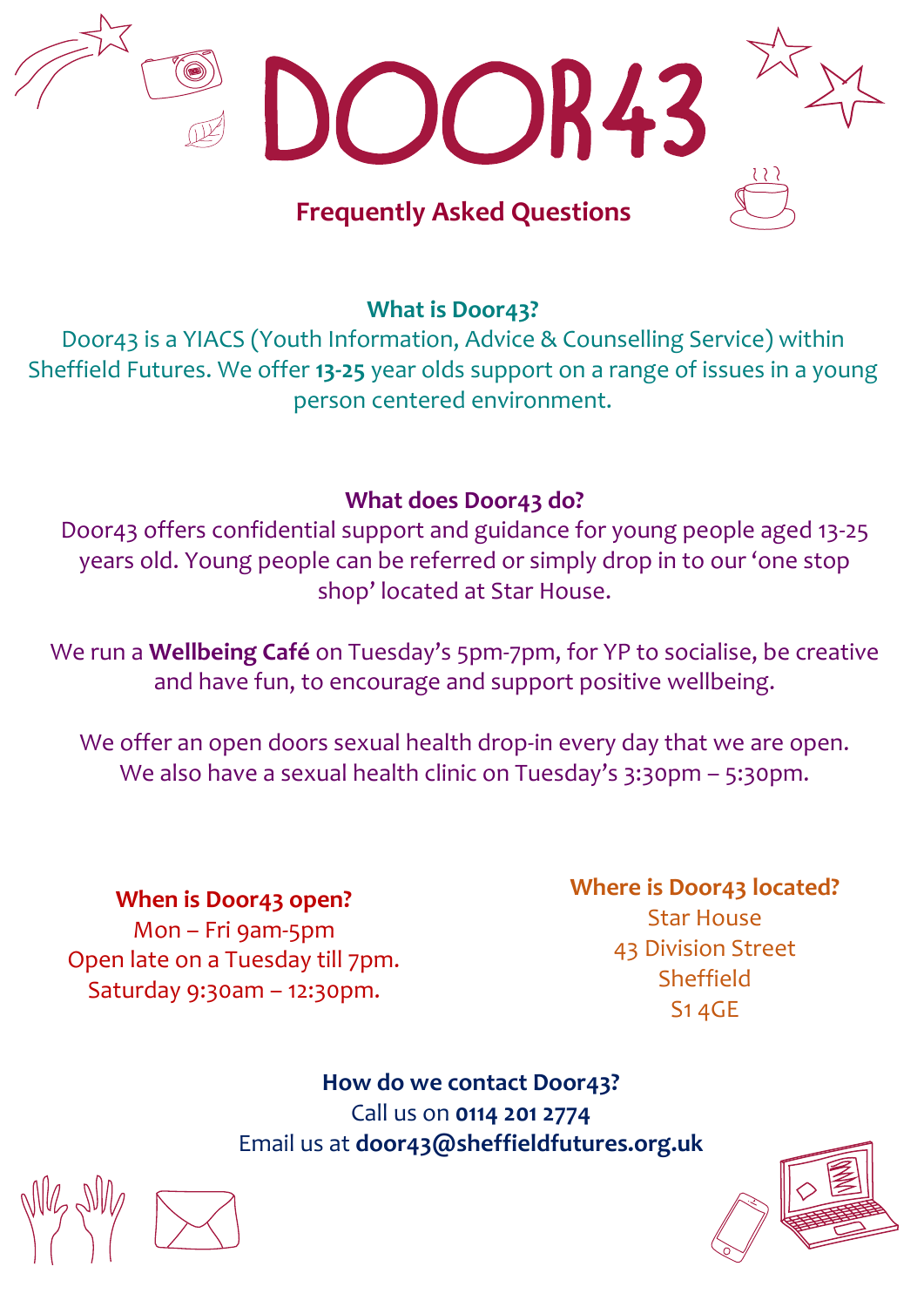# DOOR43

## Frequently Asked Questions

### What is Door43?

Door43 is a YIACS (Youth Information, Advice & Counselling Service) within Sheffield Futures. We offer **13-25** year olds support on a range of issues in a young person centered environment.

### What does Door43 do?

Door43 offers confidential support and guidance for young people aged 13-25 years old. Young people can be referred or simply drop in to our 'one stop shop' located at Star House.

We run a **Wellbeing Café** on Tuesday's 5pm-7pm, for YP to socialise, be creative and have fun, to encourage and support positive wellbeing.

We offer an open doors sexual health drop-in every day that we are open. We also have a sexual health clinic on Tuesday's 3:30pm – 5:30pm.

### When is Door43 open?

Mon – Fri 9am-5pm
Open late on a Tuesday till 7pm.
Saturday 9:30am – 12:30pm.

### Where is Door43 located?

Star House
43 Division Street
Sheffield
S1 4GE

### How do we contact Door43?

Call us on **0114 201 2774**
Email us at **door43@sheffieldfutures.org.uk**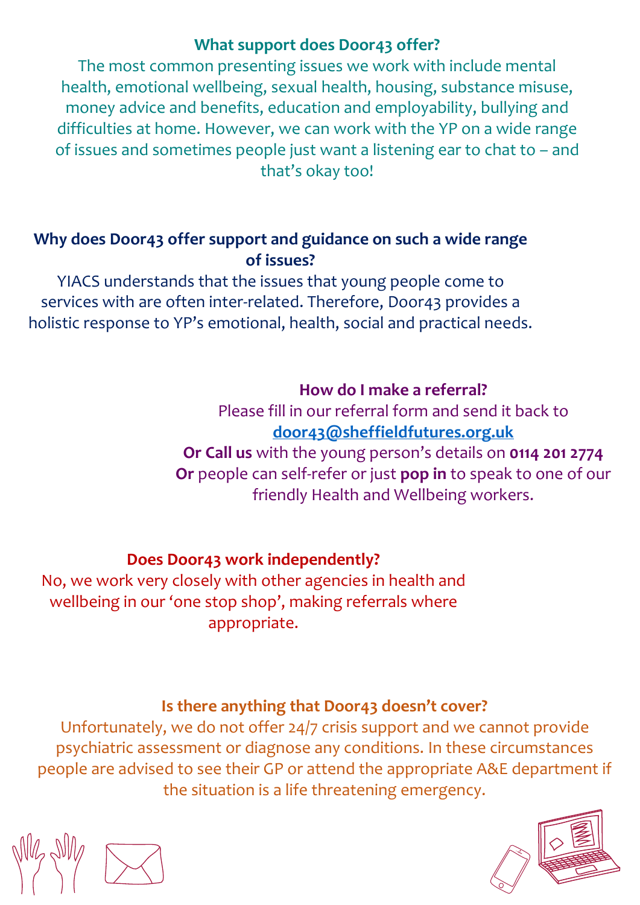### What support does Door43 offer?

The most common presenting issues we work with include mental health, emotional wellbeing, sexual health, housing, substance misuse, money advice and benefits, education and employability, bullying and difficulties at home. However, we can work with the YP on a wide range of issues and sometimes people just want a listening ear to chat to – and that's okay too!

### Why does Door43 offer support and guidance on such a wide range of issues?

YIACS understands that the issues that young people come to services with are often inter-related. Therefore, Door43 provides a holistic response to YP's emotional, health, social and practical needs.

### How do I make a referral?

Please fill in our referral form and send it back to door43@sheffieldfutures.org.uk

**Or Call us** with the young person's details on **0114 201 2774**

**Or** people can self-refer or just **pop in** to speak to one of our friendly Health and Wellbeing workers.

### Does Door43 work independently?

No, we work very closely with other agencies in health and wellbeing in our 'one stop shop', making referrals where appropriate.

### Is there anything that Door43 doesn't cover?

Unfortunately, we do not offer 24/7 crisis support and we cannot provide psychiatric assessment or diagnose any conditions. In these circumstances people are advised to see their GP or attend the appropriate A&E department if the situation is a life threatening emergency.